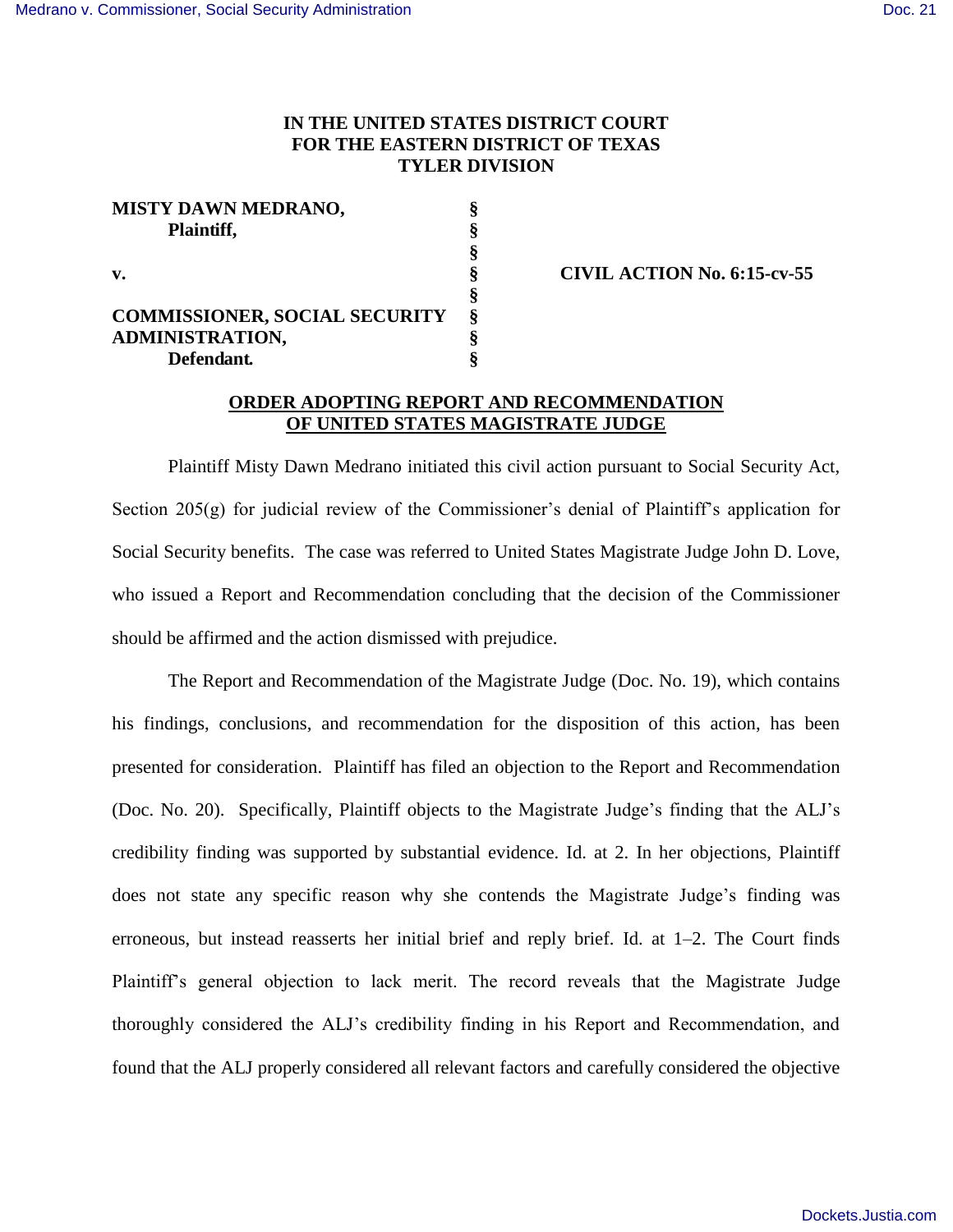IN THE UNITED STATES DISTRICT COURT
FOR THE EASTERN DISTRICT OF TEXAS
TYLER DIVISION

| | | |
|---|---|---|
| **MISTY DAWN MEDRANO, Plaintiff,** | § | |
| | § | |
| **v.** | § | **CIVIL ACTION No. 6:15-cv-55** |
| | § | |
| **COMMISSIONER, SOCIAL SECURITY ADMINISTRATION, Defendant.** | § | |

## ORDER ADOPTING REPORT AND RECOMMENDATION OF UNITED STATES MAGISTRATE JUDGE

Plaintiff Misty Dawn Medrano initiated this civil action pursuant to Social Security Act, Section 205(g) for judicial review of the Commissioner's denial of Plaintiff's application for Social Security benefits. The case was referred to United States Magistrate Judge John D. Love, who issued a Report and Recommendation concluding that the decision of the Commissioner should be affirmed and the action dismissed with prejudice.

The Report and Recommendation of the Magistrate Judge (Doc. No. 19), which contains his findings, conclusions, and recommendation for the disposition of this action, has been presented for consideration. Plaintiff has filed an objection to the Report and Recommendation (Doc. No. 20). Specifically, Plaintiff objects to the Magistrate Judge's finding that the ALJ's credibility finding was supported by substantial evidence. Id. at 2. In her objections, Plaintiff does not state any specific reason why she contends the Magistrate Judge's finding was erroneous, but instead reasserts her initial brief and reply brief. Id. at 1–2. The Court finds Plaintiff's general objection to lack merit. The record reveals that the Magistrate Judge thoroughly considered the ALJ's credibility finding in his Report and Recommendation, and found that the ALJ properly considered all relevant factors and carefully considered the objective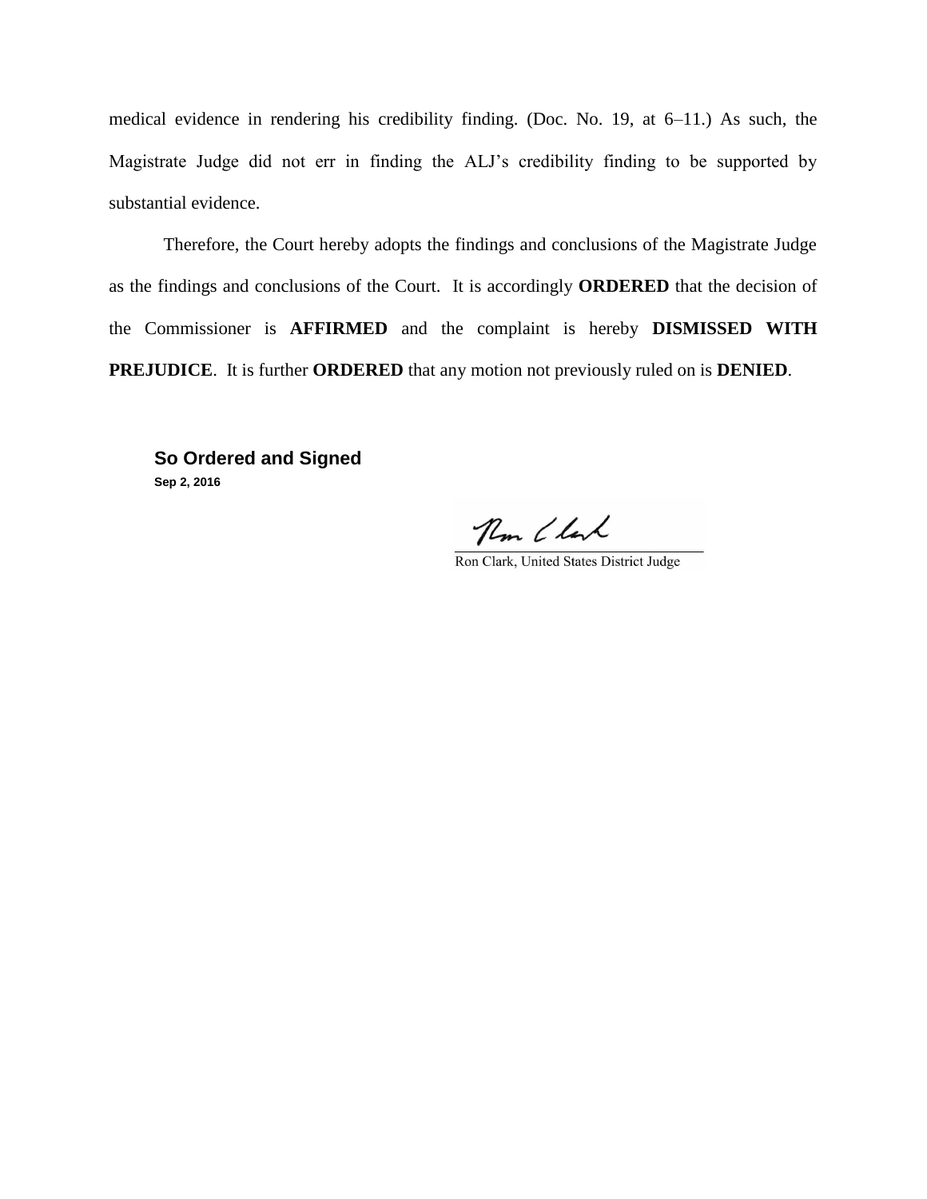medical evidence in rendering his credibility finding. (Doc. No. 19, at 6–11.) As such, the Magistrate Judge did not err in finding the ALJ's credibility finding to be supported by substantial evidence.

Therefore, the Court hereby adopts the findings and conclusions of the Magistrate Judge as the findings and conclusions of the Court. It is accordingly **ORDERED** that the decision of the Commissioner is **AFFIRMED** and the complaint is hereby **DISMISSED WITH PREJUDICE**. It is further **ORDERED** that any motion not previously ruled on is **DENIED**.

**So Ordered and Signed**

**Sep 2, 2016**

Ron Clark, United States District Judge